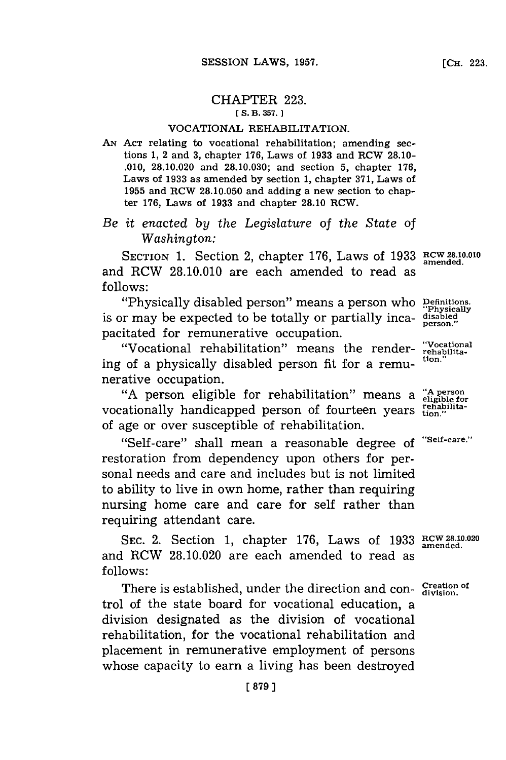# CHAPTER 223.

[ S. B. 357. ]

## VOCATIONAL REHABILITATION.

AN ACT relating to vocational rehabilitation; amending sections 1, 2 and 3, chapter 176, Laws of 1933 and RCW 28.10-.010, 28.10.020 and 28.10.030; and section 5, chapter 176, Laws of 1933 as amended by section 1, chapter 371, Laws of 1955 and RCW 28.10.050 and adding a new section to chapter 176, Laws of 1933 and chapter 28.10 RCW.

*Be it enacted by the Legislature of the State of Washington:*

SECTION 1. Section 2, chapter 176, Laws of 1933 and RCW 28.10.010 are each amended to read as follows:

RCW 28.10.010 amended.

"Physically disabled person" means a person who is or may be expected to be totally or partially incapacitated for remunerative occupation.

Definitions. "Physically disabled person."

"Vocational rehabilitation" means the rendering of a physically disabled person fit for a remunerative occupation.

"Vocational rehabilitation."

"A person eligible for rehabilitation" means a vocationally handicapped person of fourteen years of age or over susceptible of rehabilitation.

"A person eligible for rehabilitation."

"Self-care" shall mean a reasonable degree of restoration from dependency upon others for personal needs and care and includes but is not limited to ability to live in own home, rather than requiring nursing home care and care for self rather than requiring attendant care.

"Self-care."

SEC. 2. Section 1, chapter 176, Laws of 1933 and RCW 28.10.020 are each amended to read as follows:

RCW 28.10.020 amended.

There is established, under the direction and control of the state board for vocational education, a division designated as the division of vocational rehabilitation, for the vocational rehabilitation and placement in remunerative employment of persons whose capacity to earn a living has been destroyed

Creation of division.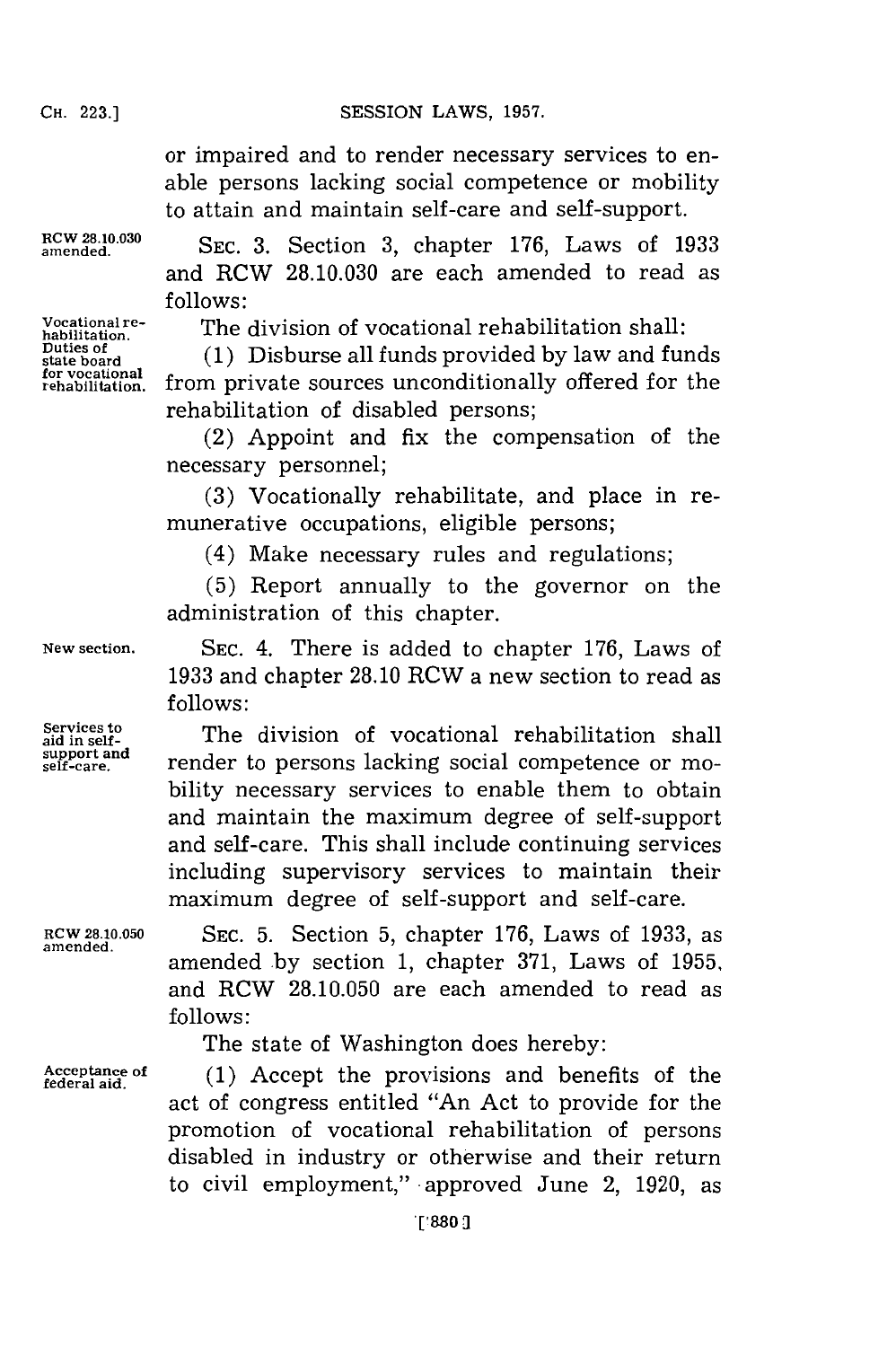or impaired and to render necessary services to enable persons lacking social competence or mobility to attain and maintain self-care and self-support.

RCW 28.10.030 amended.

SEC. 3. Section 3, chapter 176, Laws of 1933 and RCW 28.10.030 are each amended to read as follows:

Vocational rehabilitation. Duties of state board for vocational rehabilitation.

The division of vocational rehabilitation shall:

(1) Disburse all funds provided by law and funds from private sources unconditionally offered for the rehabilitation of disabled persons;

(2) Appoint and fix the compensation of the necessary personnel;

(3) Vocationally rehabilitate, and place in remunerative occupations, eligible persons;

(4) Make necessary rules and regulations;

(5) Report annually to the governor on the administration of this chapter.

New section.

SEC. 4. There is added to chapter 176, Laws of 1933 and chapter 28.10 RCW a new section to read as follows:

Services to aid in self-support and self-care.

The division of vocational rehabilitation shall render to persons lacking social competence or mobility necessary services to enable them to obtain and maintain the maximum degree of self-support and self-care. This shall include continuing services including supervisory services to maintain their maximum degree of self-support and self-care.

RCW 28.10.050 amended.

SEC. 5. Section 5, chapter 176, Laws of 1933, as amended by section 1, chapter 371, Laws of 1955, and RCW 28.10.050 are each amended to read as follows:

The state of Washington does hereby:

Acceptance of federal aid.

(1) Accept the provisions and benefits of the act of congress entitled "An Act to provide for the promotion of vocational rehabilitation of persons disabled in industry or otherwise and their return to civil employment," approved June 2, 1920, as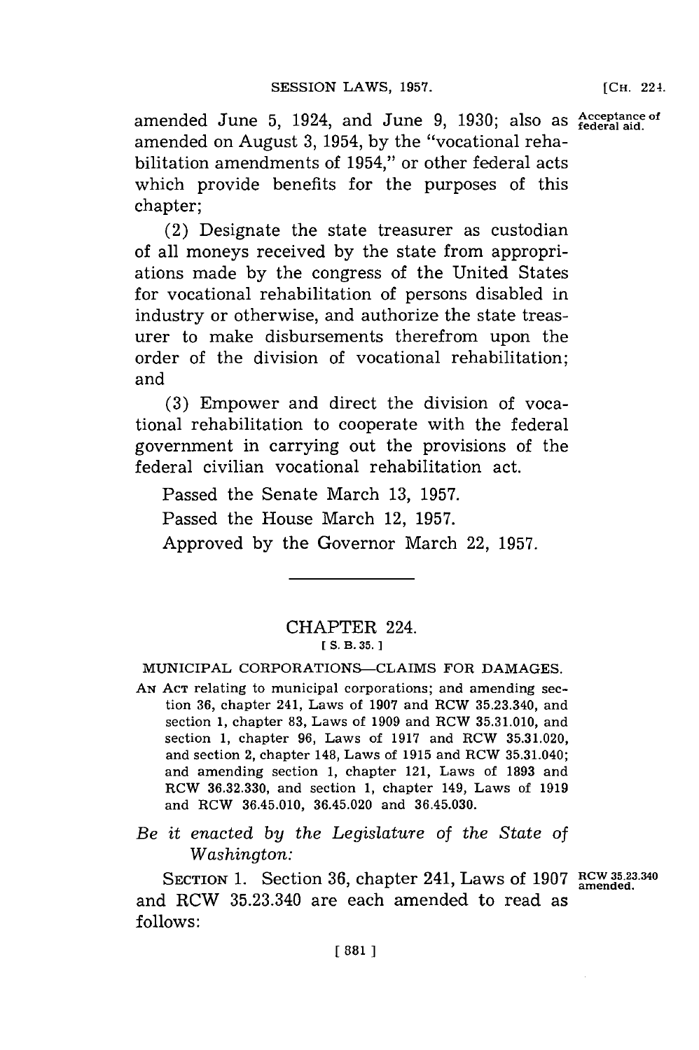amended June 5, 1924, and June 9, 1930; also as amended on August 3, 1954, by the "vocational rehabilitation amendments of 1954," or other federal acts which provide benefits for the purposes of this chapter;

Acceptance of federal aid.

(2) Designate the state treasurer as custodian of all moneys received by the state from appropriations made by the congress of the United States for vocational rehabilitation of persons disabled in industry or otherwise, and authorize the state treasurer to make disbursements therefrom upon the order of the division of vocational rehabilitation; and

(3) Empower and direct the division of vocational rehabilitation to cooperate with the federal government in carrying out the provisions of the federal civilian vocational rehabilitation act.

Passed the Senate March 13, 1957.

Passed the House March 12, 1957.

Approved by the Governor March 22, 1957.

---

## CHAPTER 224.

[ S. B. 35. ]

MUNICIPAL CORPORATIONS—CLAIMS FOR DAMAGES.

AN ACT relating to municipal corporations; and amending section 36, chapter 241, Laws of 1907 and RCW 35.23.340, and section 1, chapter 83, Laws of 1909 and RCW 35.31.010, and section 1, chapter 96, Laws of 1917 and RCW 35.31.020, and section 2, chapter 148, Laws of 1915 and RCW 35.31.040; and amending section 1, chapter 121, Laws of 1893 and RCW 36.32.330, and section 1, chapter 149, Laws of 1919 and RCW 36.45.010, 36.45.020 and 36.45.030.

*Be it enacted by the Legislature of the State of Washington:*

SECTION 1. Section 36, chapter 241, Laws of 1907 and RCW 35.23.340 are each amended to read as follows:

RCW 35.23.340 amended.